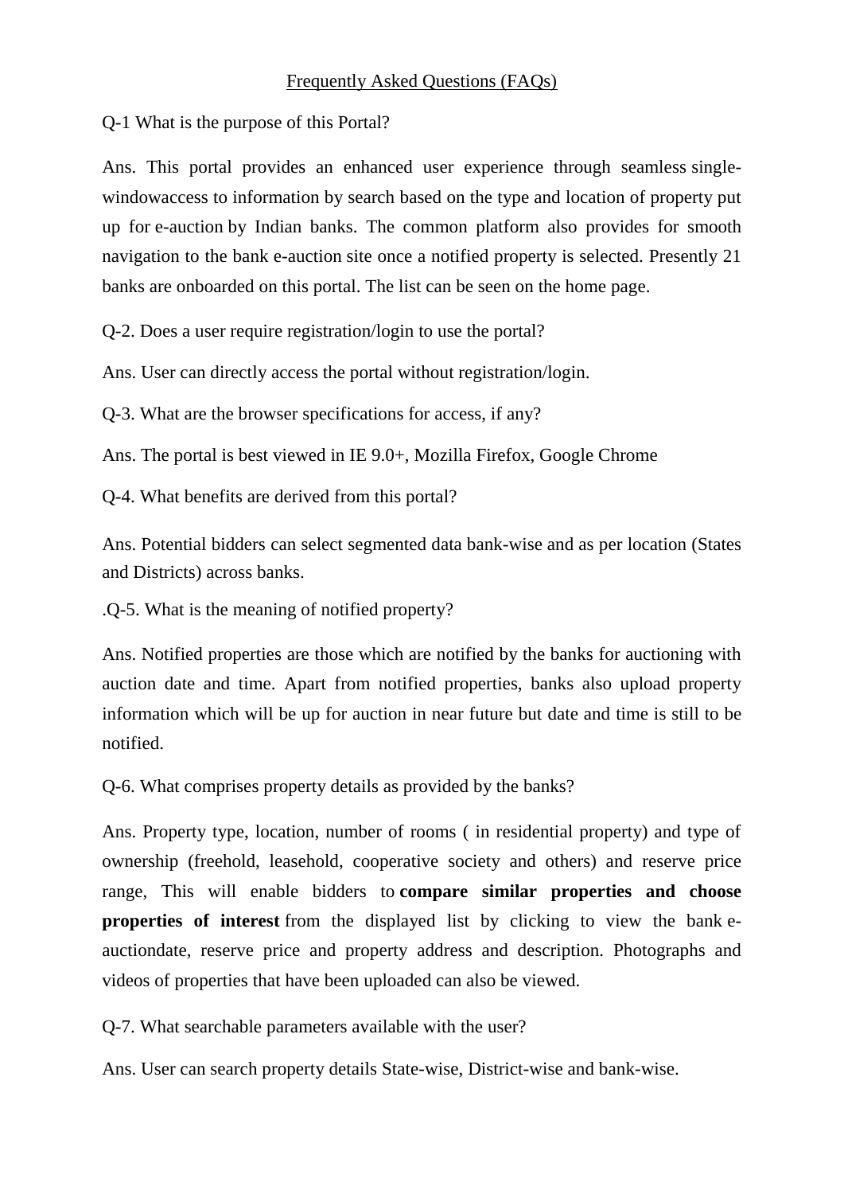Frequently Asked Questions (FAQs)

Q-1 What is the purpose of this Portal?

Ans. This portal provides an enhanced user experience through seamless single-windowaccess to information by search based on the type and location of property put up for e-auction by Indian banks. The common platform also provides for smooth navigation to the bank e-auction site once a notified property is selected. Presently 21 banks are onboarded on this portal. The list can be seen on the home page.

Q-2. Does a user require registration/login to use the portal?

Ans. User can directly access the portal without registration/login.

Q-3. What are the browser specifications for access, if any?

Ans. The portal is best viewed in IE 9.0+, Mozilla Firefox, Google Chrome

Q-4. What benefits are derived from this portal?

Ans. Potential bidders can select segmented data bank-wise and as per location (States and Districts) across banks.

.Q-5. What is the meaning of notified property?

Ans. Notified properties are those which are notified by the banks for auctioning with auction date and time. Apart from notified properties, banks also upload property information which will be up for auction in near future but date and time is still to be notified.

Q-6. What comprises property details as provided by the banks?

Ans. Property type, location, number of rooms ( in residential property) and type of ownership (freehold, leasehold, cooperative society and others) and reserve price range, This will enable bidders to **compare similar properties and choose properties of interest** from the displayed list by clicking to view the bank e-auctiondate, reserve price and property address and description. Photographs and videos of properties that have been uploaded can also be viewed.

Q-7. What searchable parameters available with the user?

Ans. User can search property details State-wise, District-wise and bank-wise.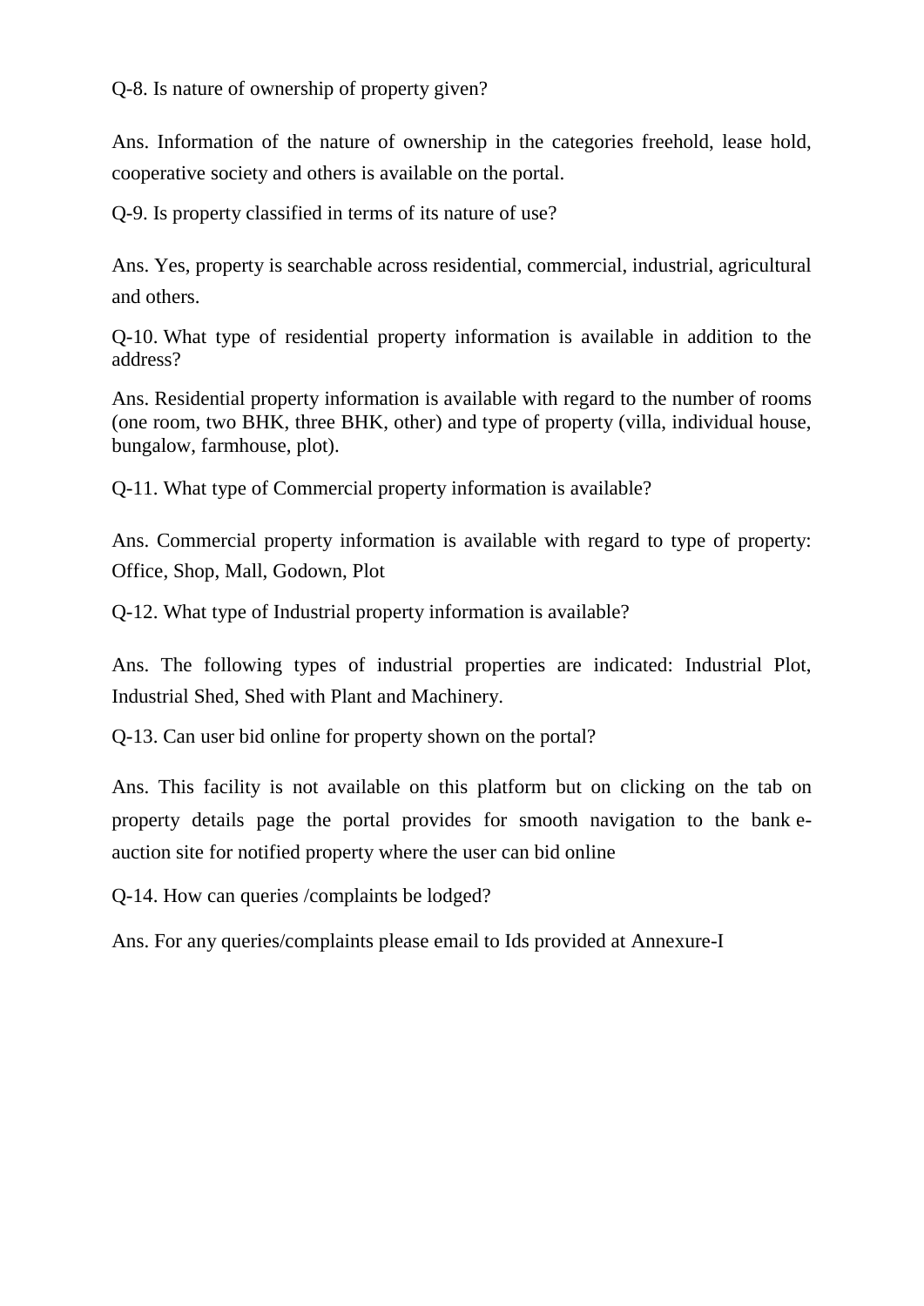Q-8. Is nature of ownership of property given?

Ans. Information of the nature of ownership in the categories freehold, lease hold, cooperative society and others is available on the portal.

Q-9. Is property classified in terms of its nature of use?

Ans. Yes, property is searchable across residential, commercial, industrial, agricultural and others.

Q-10. What type of residential property information is available in addition to the address?

Ans. Residential property information is available with regard to the number of rooms (one room, two BHK, three BHK, other) and type of property (villa, individual house, bungalow, farmhouse, plot).

Q-11. What type of Commercial property information is available?

Ans. Commercial property information is available with regard to type of property: Office, Shop, Mall, Godown, Plot

Q-12. What type of Industrial property information is available?

Ans. The following types of industrial properties are indicated: Industrial Plot, Industrial Shed, Shed with Plant and Machinery.

Q-13. Can user bid online for property shown on the portal?

Ans. This facility is not available on this platform but on clicking on the tab on property details page the portal provides for smooth navigation to the bank e-auction site for notified property where the user can bid online

Q-14. How can queries /complaints be lodged?

Ans. For any queries/complaints please email to Ids provided at Annexure-I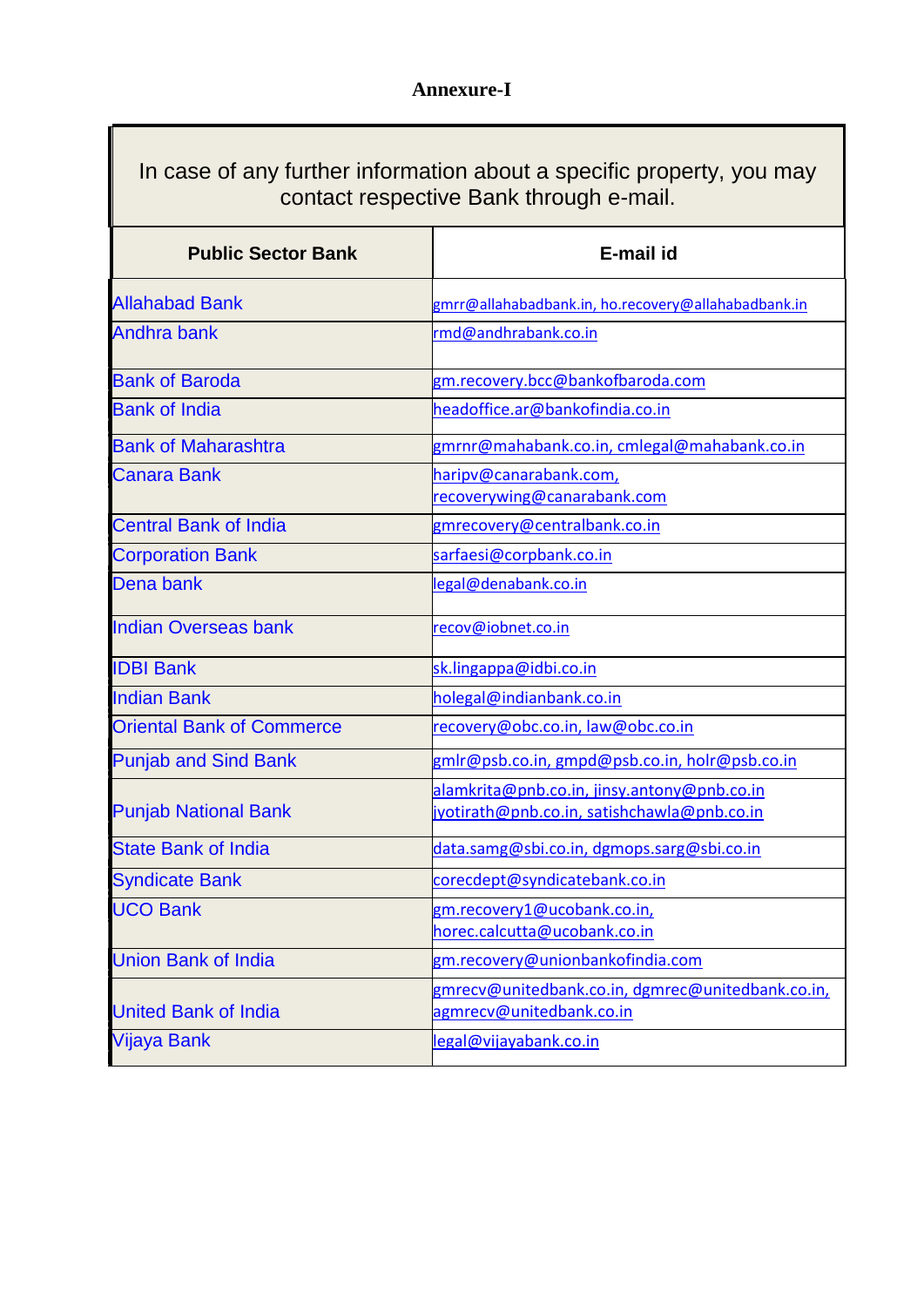**Annexure-I**

In case of any further information about a specific property, you may contact respective Bank through e-mail.

| Public Sector Bank | E-mail id |
|---|---|
| Allahabad Bank | gmrr@allahabadbank.in, ho.recovery@allahabadbank.in |
| Andhra bank | rmd@andhrabank.co.in |
| Bank of Baroda | gm.recovery.bcc@bankofbaroda.com |
| Bank of India | headoffice.ar@bankofindia.co.in |
| Bank of Maharashtra | gmrnr@mahabank.co.in, cmlegal@mahabank.co.in |
| Canara Bank | haripv@canarabank.com, recoverywing@canarabank.com |
| Central Bank of India | gmrecovery@centralbank.co.in |
| Corporation Bank | sarfaesi@corpbank.co.in |
| Dena bank | legal@denabank.co.in |
| Indian Overseas bank | recov@iobnet.co.in |
| IDBI Bank | sk.lingappa@idbi.co.in |
| Indian Bank | holegal@indianbank.co.in |
| Oriental Bank of Commerce | recovery@obc.co.in, law@obc.co.in |
| Punjab and Sind Bank | gmlr@psb.co.in, gmpd@psb.co.in, holr@psb.co.in |
| Punjab National Bank | alamkrita@pnb.co.in, jinsy.antony@pnb.co.in jyotirath@pnb.co.in, satishchawla@pnb.co.in |
| State Bank of India | data.samg@sbi.co.in, dgmops.sarg@sbi.co.in |
| Syndicate Bank | corecdept@syndicatebank.co.in |
| UCO Bank | gm.recovery1@ucobank.co.in, horec.calcutta@ucobank.co.in |
| Union Bank of India | gm.recovery@unionbankofindia.com |
| United Bank of India | gmrecv@unitedbank.co.in, dgmrec@unitedbank.co.in, agmrecv@unitedbank.co.in |
| Vijaya Bank | legal@vijayabank.co.in |